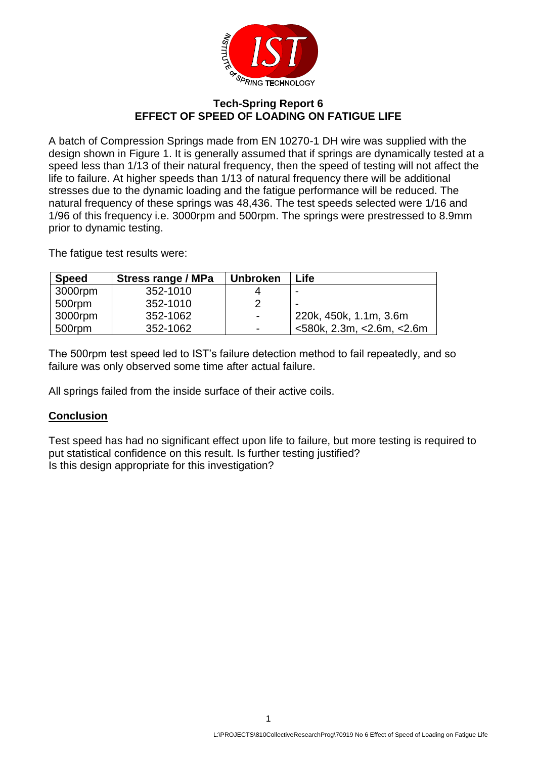## Tech-Spring Report 6
## EFFECT OF SPEED OF LOADING ON FATIGUE LIFE

A batch of Compression Springs made from EN 10270-1 DH wire was supplied with the design shown in Figure 1. It is generally assumed that if springs are dynamically tested at a speed less than 1/13 of their natural frequency, then the speed of testing will not affect the life to failure. At higher speeds than 1/13 of natural frequency there will be additional stresses due to the dynamic loading and the fatigue performance will be reduced. The natural frequency of these springs was 48,436. The test speeds selected were 1/16 and 1/96 of this frequency i.e. 3000rpm and 500rpm. The springs were prestressed to 8.9mm prior to dynamic testing.

The fatigue test results were:

| Speed | Stress range / MPa | Unbroken | Life |
|---|---|---|---|
| 3000rpm | 352-1010 | 4 | - |
| 500rpm | 352-1010 | 2 | - |
| 3000rpm | 352-1062 | - | 220k, 450k, 1.1m, 3.6m |
| 500rpm | 352-1062 | - | <580k, 2.3m, <2.6m, <2.6m |

The 500rpm test speed led to IST's failure detection method to fail repeatedly, and so failure was only observed some time after actual failure.

All springs failed from the inside surface of their active coils.

**Conclusion**

Test speed has had no significant effect upon life to failure, but more testing is required to put statistical confidence on this result. Is further testing justified?
Is this design appropriate for this investigation?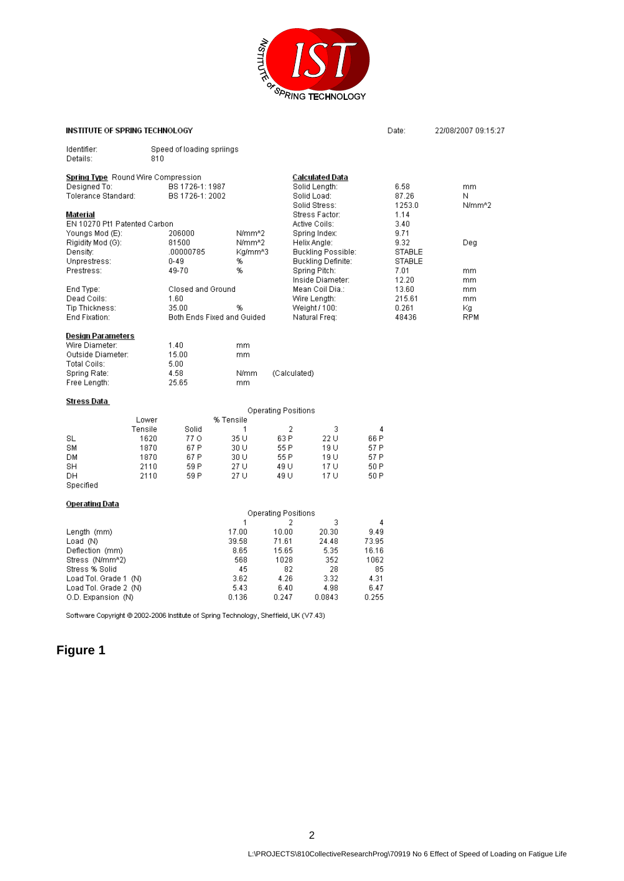INSTITUTE OF SPRING TECHNOLOGY

Date: 22/08/2007 09:15:27

| | |
|---|---|
| Identifier: | Speed of loading spriings |
| Details: | 810 |

**Spring Type** Round Wire Compression

| | | |
|---|---|---|
| Designed To: | BS 1726-1: 1987 | |
| Tolerance Standard: | BS 1726-1: 2002 | |

**Material**

EN 10270 Pt1 Patented Carbon

| | | |
|---|---|---|
| Youngs Mod (E): | 206000 | N/mm^2 |
| Rigidity Mod (G): | 81500 | N/mm^2 |
| Density: | .00000785 | Kg/mm^3 |
| Unprestress: | 0-49 | % |
| Prestress: | 49-70 | % |
| End Type: | Closed and Ground | |
| Dead Coils: | 1.60 | |
| Tip Thickness: | 35.00 | % |
| End Fixation: | Both Ends Fixed and Guided | |

**Calculated Data**

| | | |
|---|---|---|
| Solid Length: | 6.58 | mm |
| Solid Load: | 87.26 | N |
| Solid Stress: | 1253.0 | N/mm^2 |
| Stress Factor: | 1.14 | |
| Active Coils: | 3.40 | |
| Spring Index: | 9.71 | |
| Helix Angle: | 9.32 | Deg |
| Buckling Possible: | STABLE | |
| Buckling Definite: | STABLE | |
| Spring Pitch: | 7.01 | mm |
| Inside Diameter: | 12.20 | mm |
| Mean Coil Dia.: | 13.60 | mm |
| Wire Length: | 215.61 | mm |
| Weight / 100: | 0.261 | Kg |
| Natural Freq: | 48436 | RPM |

**Design Parameters**

| | | | |
|---|---|---|---|
| Wire Diameter: | 1.40 | mm | |
| Outside Diameter: | 15.00 | mm | |
| Total Coils: | 5.00 | | |
| Spring Rate: | 4.58 | N/mm | (Calculated) |
| Free Length: | 25.65 | mm | |

**Stress Data**

| | Lower | | % Tensile | Operating Positions | | |
|---|---|---|---|---|---|---|
| | Tensile | Solid | 1 | 2 | 3 | 4 |
| SL | 1620 | 77 O | 35 U | 63 P | 22 U | 66 P |
| SM | 1870 | 67 P | 30 U | 55 P | 19 U | 57 P |
| DM | 1870 | 67 P | 30 U | 55 P | 19 U | 57 P |
| SH | 2110 | 59 P | 27 U | 49 U | 17 U | 50 P |
| DH | 2110 | 59 P | 27 U | 49 U | 17 U | 50 P |
| Specified | | | | | | |

**Operating Data**

| | Operating Positions | | | |
|---|---|---|---|---|
| | 1 | 2 | 3 | 4 |
| Length (mm) | 17.00 | 10.00 | 20.30 | 9.49 |
| Load (N) | 39.58 | 71.61 | 24.48 | 73.95 |
| Deflection (mm) | 8.65 | 15.65 | 5.35 | 16.16 |
| Stress (N/mm^2) | 568 | 1028 | 352 | 1062 |
| Stress % Solid | 45 | 82 | 28 | 85 |
| Load Tol. Grade 1 (N) | 3.62 | 4.26 | 3.32 | 4.31 |
| Load Tol. Grade 2 (N) | 5.43 | 6.40 | 4.98 | 6.47 |
| O.D. Expansion (N) | 0.136 | 0.247 | 0.0843 | 0.255 |

Software Copyright © 2002-2006 Institute of Spring Technology, Sheffield, UK (V7.43)

**Figure 1**